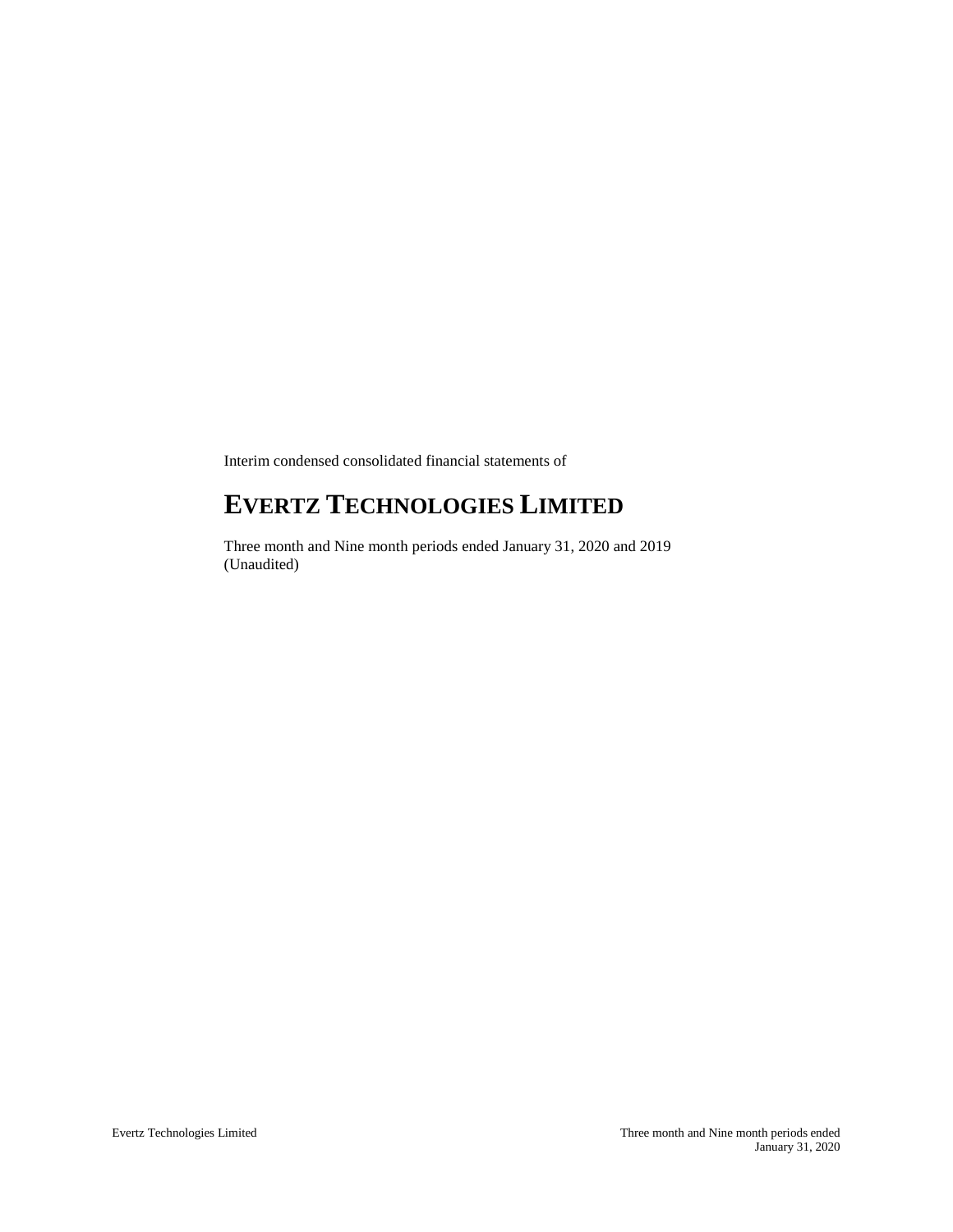Interim condensed consolidated financial statements of

# EVERTZ TECHNOLOGIES LIMITED

Three month and Nine month periods ended January 31, 2020 and 2019
(Unaudited)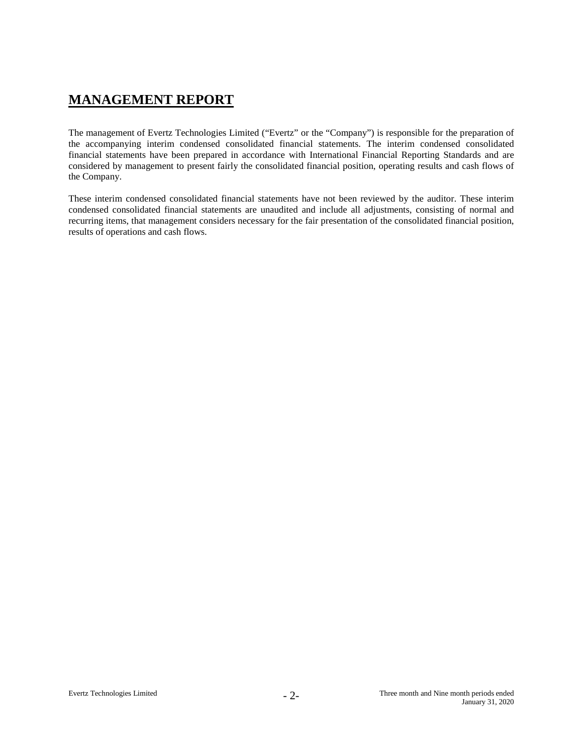# MANAGEMENT REPORT

The management of Evertz Technologies Limited ("Evertz" or the "Company") is responsible for the preparation of the accompanying interim condensed consolidated financial statements. The interim condensed consolidated financial statements have been prepared in accordance with International Financial Reporting Standards and are considered by management to present fairly the consolidated financial position, operating results and cash flows of the Company.

These interim condensed consolidated financial statements have not been reviewed by the auditor. These interim condensed consolidated financial statements are unaudited and include all adjustments, consisting of normal and recurring items, that management considers necessary for the fair presentation of the consolidated financial position, results of operations and cash flows.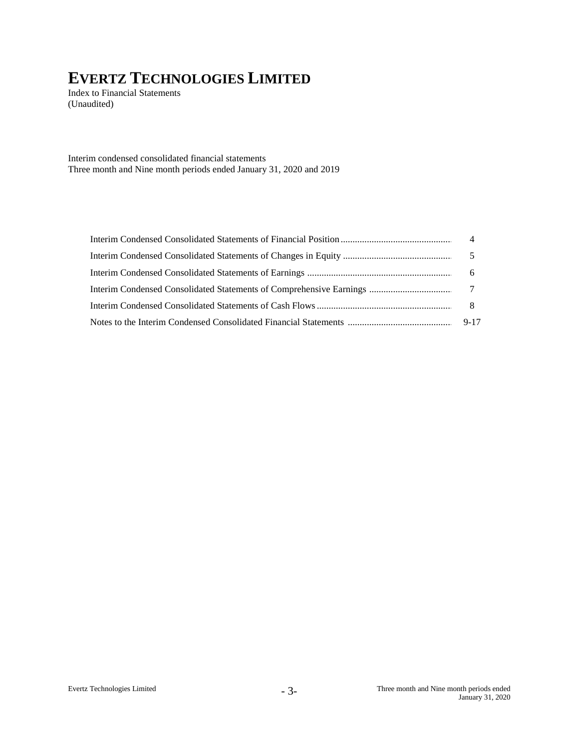# EVERTZ TECHNOLOGIES LIMITED

Index to Financial Statements
(Unaudited)

Interim condensed consolidated financial statements
Three month and Nine month periods ended January 31, 2020 and 2019

| | |
|---|---|
| Interim Condensed Consolidated Statements of Financial Position | 4 |
| Interim Condensed Consolidated Statements of Changes in Equity | 5 |
| Interim Condensed Consolidated Statements of Earnings | 6 |
| Interim Condensed Consolidated Statements of Comprehensive Earnings | 7 |
| Interim Condensed Consolidated Statements of Cash Flows | 8 |
| Notes to the Interim Condensed Consolidated Financial Statements | 9-17 |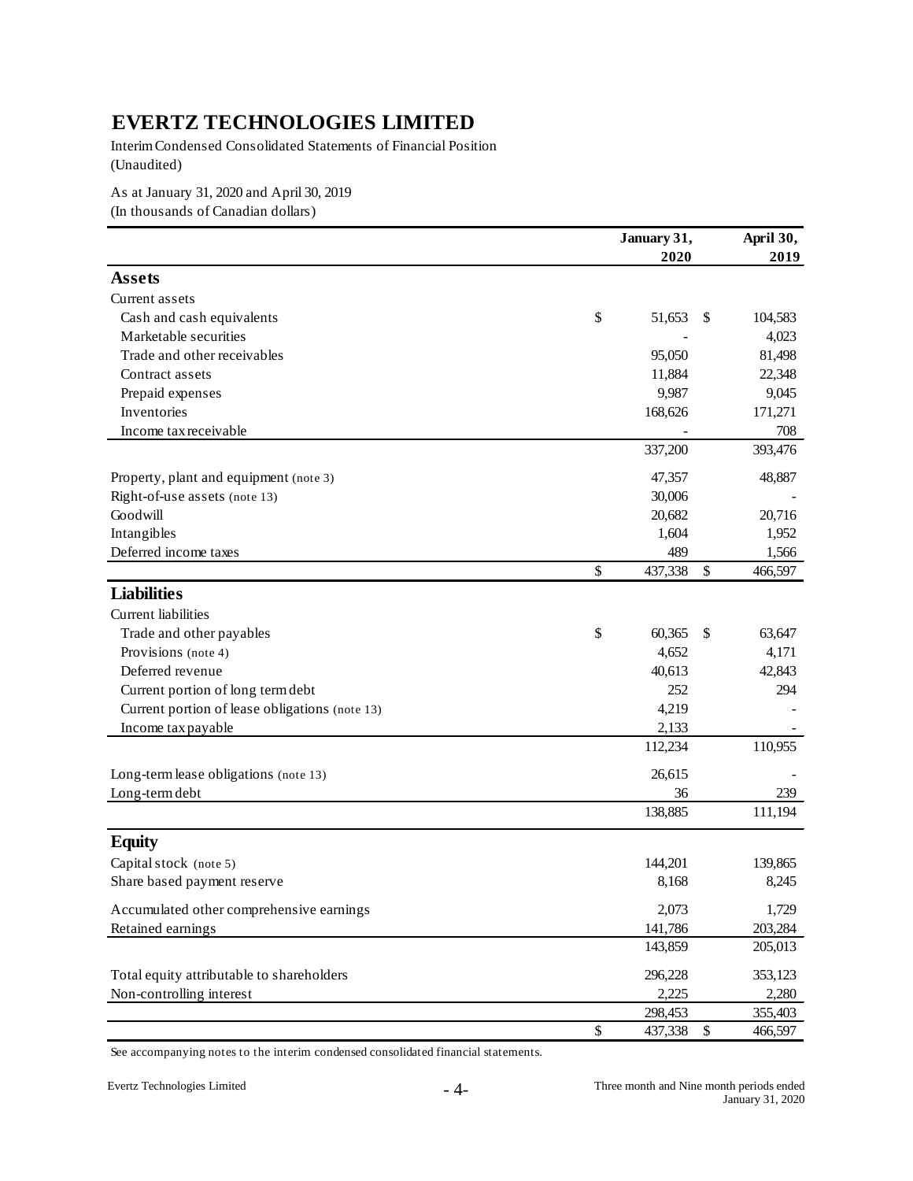# EVERTZ TECHNOLOGIES LIMITED

Interim Condensed Consolidated Statements of Financial Position
(Unaudited)

As at January 31, 2020 and April 30, 2019
(In thousands of Canadian dollars)

| | January 31, 2020 | April 30, 2019 |
|---|---|---|
| **Assets** | | |
| Current assets | | |
| Cash and cash equivalents | $ 51,653 | $ 104,583 |
| Marketable securities | - | 4,023 |
| Trade and other receivables | 95,050 | 81,498 |
| Contract assets | 11,884 | 22,348 |
| Prepaid expenses | 9,987 | 9,045 |
| Inventories | 168,626 | 171,271 |
| Income tax receivable | - | 708 |
| | 337,200 | 393,476 |
| Property, plant and equipment (note 3) | 47,357 | 48,887 |
| Right-of-use assets (note 13) | 30,006 | - |
| Goodwill | 20,682 | 20,716 |
| Intangibles | 1,604 | 1,952 |
| Deferred income taxes | 489 | 1,566 |
| | $ 437,338 | $ 466,597 |
| **Liabilities** | | |
| Current liabilities | | |
| Trade and other payables | $ 60,365 | $ 63,647 |
| Provisions (note 4) | 4,652 | 4,171 |
| Deferred revenue | 40,613 | 42,843 |
| Current portion of long term debt | 252 | 294 |
| Current portion of lease obligations (note 13) | 4,219 | - |
| Income tax payable | 2,133 | - |
| | 112,234 | 110,955 |
| Long-term lease obligations (note 13) | 26,615 | - |
| Long-term debt | 36 | 239 |
| | 138,885 | 111,194 |
| **Equity** | | |
| Capital stock (note 5) | 144,201 | 139,865 |
| Share based payment reserve | 8,168 | 8,245 |
| Accumulated other comprehensive earnings | 2,073 | 1,729 |
| Retained earnings | 141,786 | 203,284 |
| | 143,859 | 205,013 |
| Total equity attributable to shareholders | 296,228 | 353,123 |
| Non-controlling interest | 2,225 | 2,280 |
| | 298,453 | 355,403 |
| | $ 437,338 | $ 466,597 |

See accompanying notes to the interim condensed consolidated financial statements.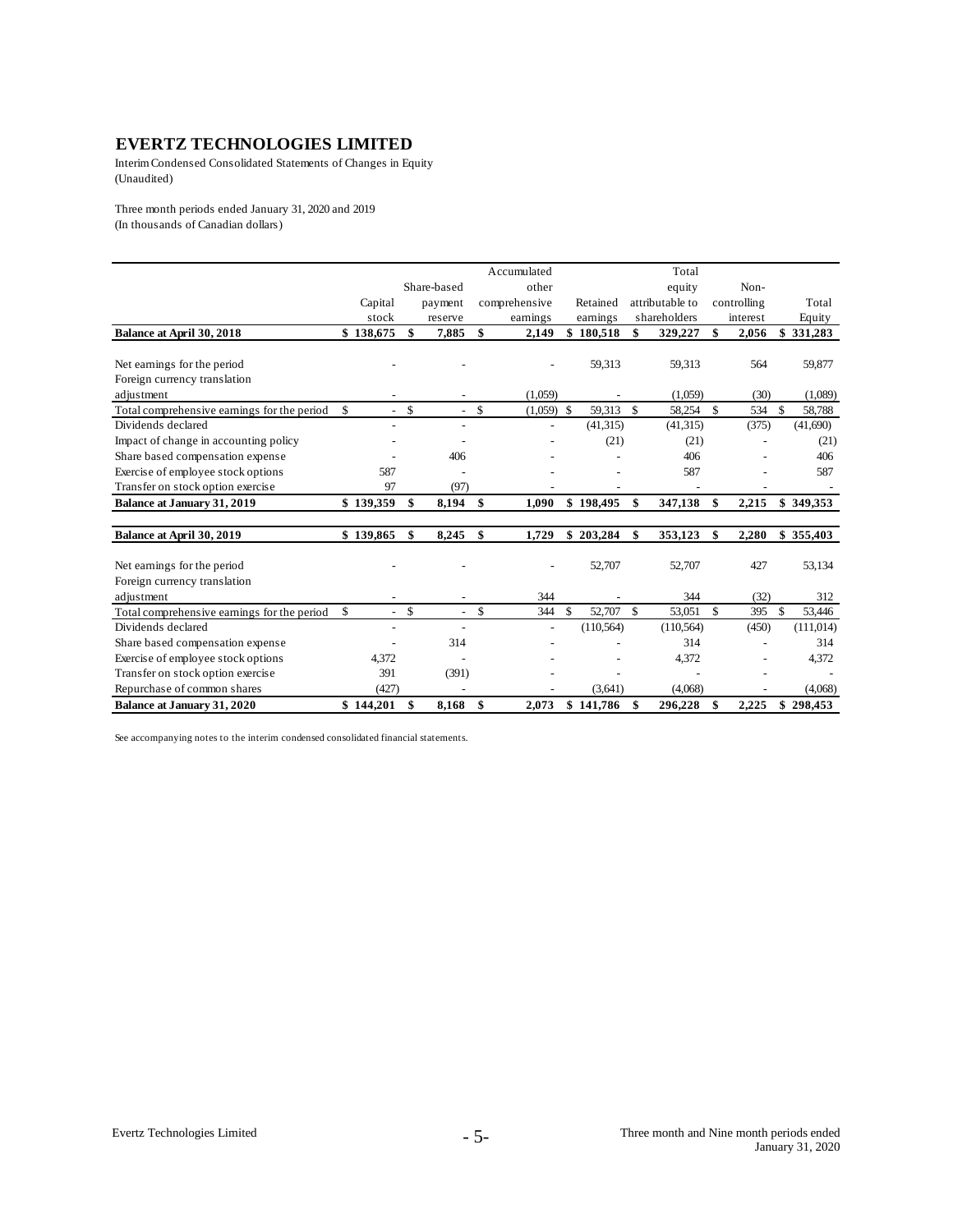# EVERTZ TECHNOLOGIES LIMITED

Interim Condensed Consolidated Statements of Changes in Equity
(Unaudited)

Three month periods ended January 31, 2020 and 2019
(In thousands of Canadian dollars)

| | Capital stock | Share-based payment reserve | Accumulated other comprehensive earnings | Retained earnings | Total equity attributable to shareholders | Non-controlling interest | Total Equity |
|---|---|---|---|---|---|---|---|
| **Balance at April 30, 2018** | **$ 138,675** | **$ 7,885** | **$ 2,149** | **$ 180,518** | **$ 329,227** | **$ 2,056** | **$ 331,283** |
| Net earnings for the period | - | - | - | 59,313 | 59,313 | 564 | 59,877 |
| Foreign currency translation adjustment | - | - | (1,059) | - | (1,059) | (30) | (1,089) |
| Total comprehensive earnings for the period | $ - | $ - | $ (1,059) | $ 59,313 | $ 58,254 | $ 534 | $ 58,788 |
| Dividends declared | - | - | - | (41,315) | (41,315) | (375) | (41,690) |
| Impact of change in accounting policy | - | - | - | (21) | (21) | - | (21) |
| Share based compensation expense | - | 406 | - | - | 406 | - | 406 |
| Exercise of employee stock options | 587 | - | - | - | 587 | - | 587 |
| Transfer on stock option exercise | 97 | (97) | - | - | - | - | - |
| **Balance at January 31, 2019** | **$ 139,359** | **$ 8,194** | **$ 1,090** | **$ 198,495** | **$ 347,138** | **$ 2,215** | **$ 349,353** |
| | | | | | | | |
| **Balance at April 30, 2019** | **$ 139,865** | **$ 8,245** | **$ 1,729** | **$ 203,284** | **$ 353,123** | **$ 2,280** | **$ 355,403** |
| Net earnings for the period | - | - | - | 52,707 | 52,707 | 427 | 53,134 |
| Foreign currency translation adjustment | - | - | 344 | - | 344 | (32) | 312 |
| Total comprehensive earnings for the period | $ - | $ - | $ 344 | $ 52,707 | $ 53,051 | $ 395 | $ 53,446 |
| Dividends declared | - | - | - | (110,564) | (110,564) | (450) | (111,014) |
| Share based compensation expense | - | 314 | - | - | 314 | - | 314 |
| Exercise of employee stock options | 4,372 | - | - | - | 4,372 | - | 4,372 |
| Transfer on stock option exercise | 391 | (391) | - | - | - | - | - |
| Repurchase of common shares | (427) | - | - | (3,641) | (4,068) | - | (4,068) |
| **Balance at January 31, 2020** | **$ 144,201** | **$ 8,168** | **$ 2,073** | **$ 141,786** | **$ 296,228** | **$ 2,225** | **$ 298,453** |

See accompanying notes to the interim condensed consolidated financial statements.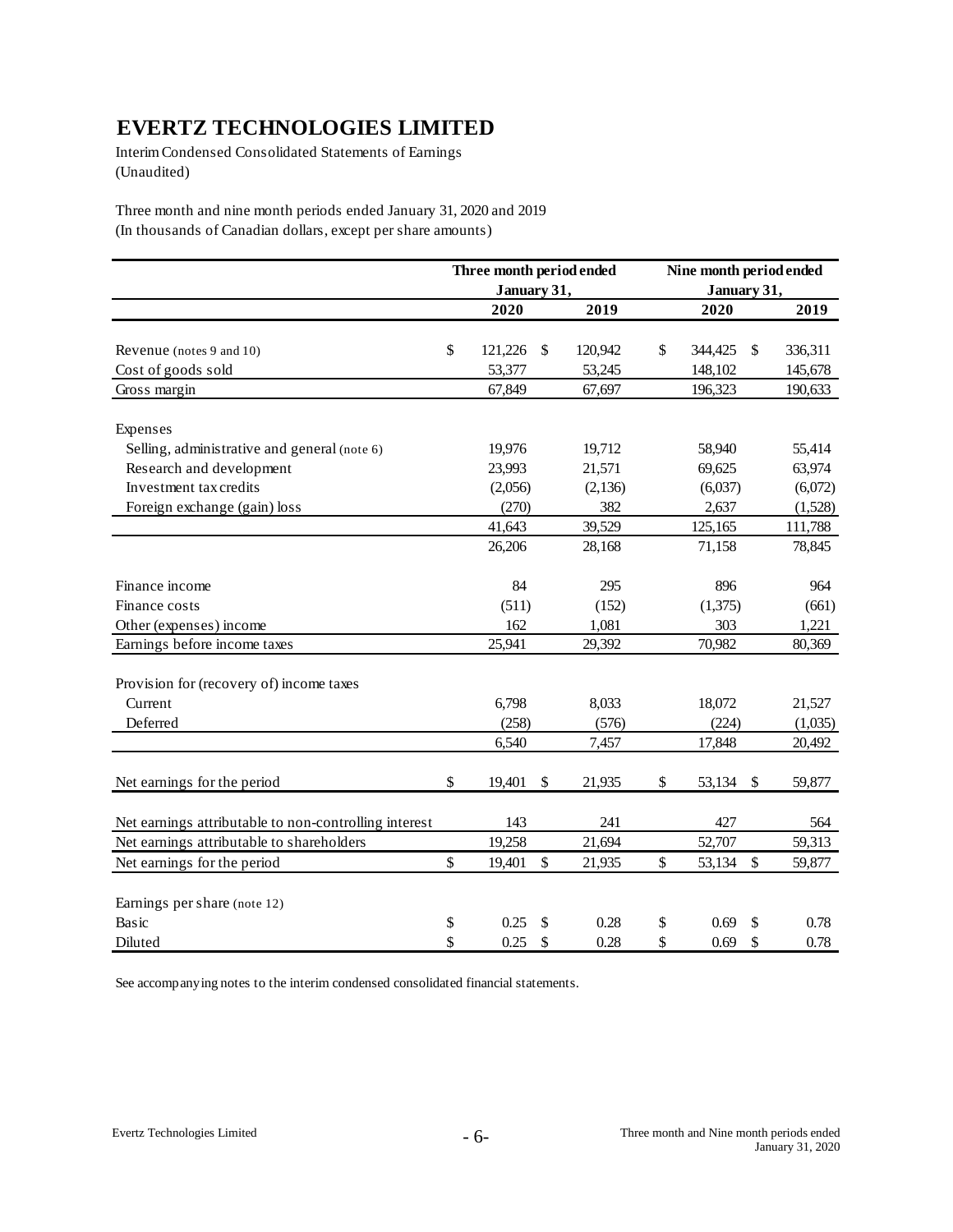# EVERTZ TECHNOLOGIES LIMITED

Interim Condensed Consolidated Statements of Earnings
(Unaudited)

Three month and nine month periods ended January 31, 2020 and 2019
(In thousands of Canadian dollars, except per share amounts)

| | Three month period ended January 31, | | Nine month period ended January 31, | |
|---|---|---|---|---|
| | **2020** | **2019** | **2020** | **2019** |
| Revenue (notes 9 and 10) | $ 121,226 | $ 120,942 | $ 344,425 | $ 336,311 |
| Cost of goods sold | 53,377 | 53,245 | 148,102 | 145,678 |
| Gross margin | 67,849 | 67,697 | 196,323 | 190,633 |
| Expenses | | | | |
| Selling, administrative and general (note 6) | 19,976 | 19,712 | 58,940 | 55,414 |
| Research and development | 23,993 | 21,571 | 69,625 | 63,974 |
| Investment tax credits | (2,056) | (2,136) | (6,037) | (6,072) |
| Foreign exchange (gain) loss | (270) | 382 | 2,637 | (1,528) |
| | 41,643 | 39,529 | 125,165 | 111,788 |
| | 26,206 | 28,168 | 71,158 | 78,845 |
| Finance income | 84 | 295 | 896 | 964 |
| Finance costs | (511) | (152) | (1,375) | (661) |
| Other (expenses) income | 162 | 1,081 | 303 | 1,221 |
| Earnings before income taxes | 25,941 | 29,392 | 70,982 | 80,369 |
| Provision for (recovery of) income taxes | | | | |
| Current | 6,798 | 8,033 | 18,072 | 21,527 |
| Deferred | (258) | (576) | (224) | (1,035) |
| | 6,540 | 7,457 | 17,848 | 20,492 |
| Net earnings for the period | $ 19,401 | $ 21,935 | $ 53,134 | $ 59,877 |
| Net earnings attributable to non-controlling interest | 143 | 241 | 427 | 564 |
| Net earnings attributable to shareholders | 19,258 | 21,694 | 52,707 | 59,313 |
| Net earnings for the period | $ 19,401 | $ 21,935 | $ 53,134 | $ 59,877 |
| Earnings per share (note 12) | | | | |
| Basic | $ 0.25 | $ 0.28 | $ 0.69 | $ 0.78 |
| Diluted | $ 0.25 | $ 0.28 | $ 0.69 | $ 0.78 |

See accompanying notes to the interim condensed consolidated financial statements.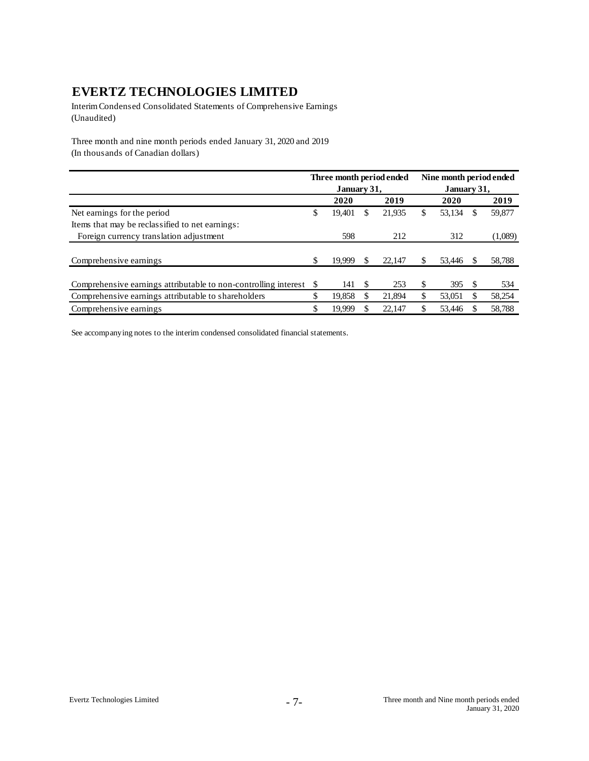# EVERTZ TECHNOLOGIES LIMITED

Interim Condensed Consolidated Statements of Comprehensive Earnings
(Unaudited)

Three month and nine month periods ended January 31, 2020 and 2019
(In thousands of Canadian dollars)

| | Three month period ended January 31, | | Nine month period ended January 31, | |
|---|---|---|---|---|
| | **2020** | **2019** | **2020** | **2019** |
| Net earnings for the period | $ 19,401 | $ 21,935 | $ 53,134 | $ 59,877 |
| Items that may be reclassified to net earnings: | | | | |
| Foreign currency translation adjustment | 598 | 212 | 312 | (1,089) |
| Comprehensive earnings | $ 19,999 | $ 22,147 | $ 53,446 | $ 58,788 |
| Comprehensive earnings attributable to non-controlling interest | $ 141 | $ 253 | $ 395 | $ 534 |
| Comprehensive earnings attributable to shareholders | $ 19,858 | $ 21,894 | $ 53,051 | $ 58,254 |
| Comprehensive earnings | $ 19,999 | $ 22,147 | $ 53,446 | $ 58,788 |

See accompanying notes to the interim condensed consolidated financial statements.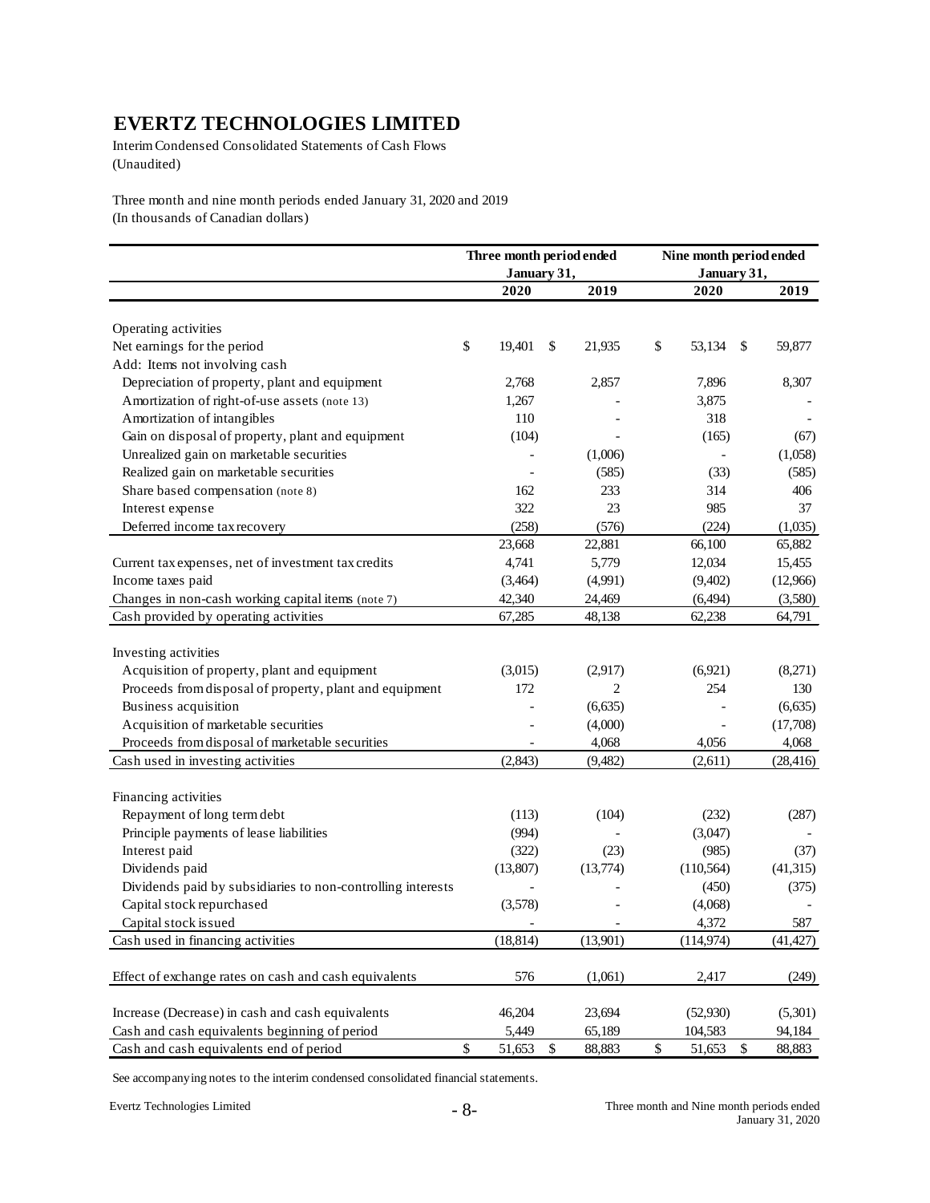# EVERTZ TECHNOLOGIES LIMITED

Interim Condensed Consolidated Statements of Cash Flows
(Unaudited)

Three month and nine month periods ended January 31, 2020 and 2019
(In thousands of Canadian dollars)

| | Three month period ended January 31, | | Nine month period ended January 31, | |
|---|---|---|---|---|
| | 2020 | 2019 | 2020 | 2019 |
| Operating activities | | | | |
| Net earnings for the period | $ 19,401 | $ 21,935 | $ 53,134 | $ 59,877 |
| Add: Items not involving cash | | | | |
| Depreciation of property, plant and equipment | 2,768 | 2,857 | 7,896 | 8,307 |
| Amortization of right-of-use assets (note 13) | 1,267 | - | 3,875 | - |
| Amortization of intangibles | 110 | - | 318 | - |
| Gain on disposal of property, plant and equipment | (104) | - | (165) | (67) |
| Unrealized gain on marketable securities | - | (1,006) | - | (1,058) |
| Realized gain on marketable securities | - | (585) | (33) | (585) |
| Share based compensation (note 8) | 162 | 233 | 314 | 406 |
| Interest expense | 322 | 23 | 985 | 37 |
| Deferred income tax recovery | (258) | (576) | (224) | (1,035) |
| | 23,668 | 22,881 | 66,100 | 65,882 |
| Current tax expenses, net of investment tax credits | 4,741 | 5,779 | 12,034 | 15,455 |
| Income taxes paid | (3,464) | (4,991) | (9,402) | (12,966) |
| Changes in non-cash working capital items (note 7) | 42,340 | 24,469 | (6,494) | (3,580) |
| Cash provided by operating activities | 67,285 | 48,138 | 62,238 | 64,791 |
| Investing activities | | | | |
| Acquisition of property, plant and equipment | (3,015) | (2,917) | (6,921) | (8,271) |
| Proceeds from disposal of property, plant and equipment | 172 | 2 | 254 | 130 |
| Business acquisition | - | (6,635) | - | (6,635) |
| Acquisition of marketable securities | - | (4,000) | - | (17,708) |
| Proceeds from disposal of marketable securities | - | 4,068 | 4,056 | 4,068 |
| Cash used in investing activities | (2,843) | (9,482) | (2,611) | (28,416) |
| Financing activities | | | | |
| Repayment of long term debt | (113) | (104) | (232) | (287) |
| Principle payments of lease liabilities | (994) | - | (3,047) | - |
| Interest paid | (322) | (23) | (985) | (37) |
| Dividends paid | (13,807) | (13,774) | (110,564) | (41,315) |
| Dividends paid by subsidiaries to non-controlling interests | - | - | (450) | (375) |
| Capital stock repurchased | (3,578) | - | (4,068) | - |
| Capital stock issued | - | - | 4,372 | 587 |
| Cash used in financing activities | (18,814) | (13,901) | (114,974) | (41,427) |
| Effect of exchange rates on cash and cash equivalents | 576 | (1,061) | 2,417 | (249) |
| Increase (Decrease) in cash and cash equivalents | 46,204 | 23,694 | (52,930) | (5,301) |
| Cash and cash equivalents beginning of period | 5,449 | 65,189 | 104,583 | 94,184 |
| Cash and cash equivalents end of period | $ 51,653 | $ 88,883 | $ 51,653 | $ 88,883 |

See accompanying notes to the interim condensed consolidated financial statements.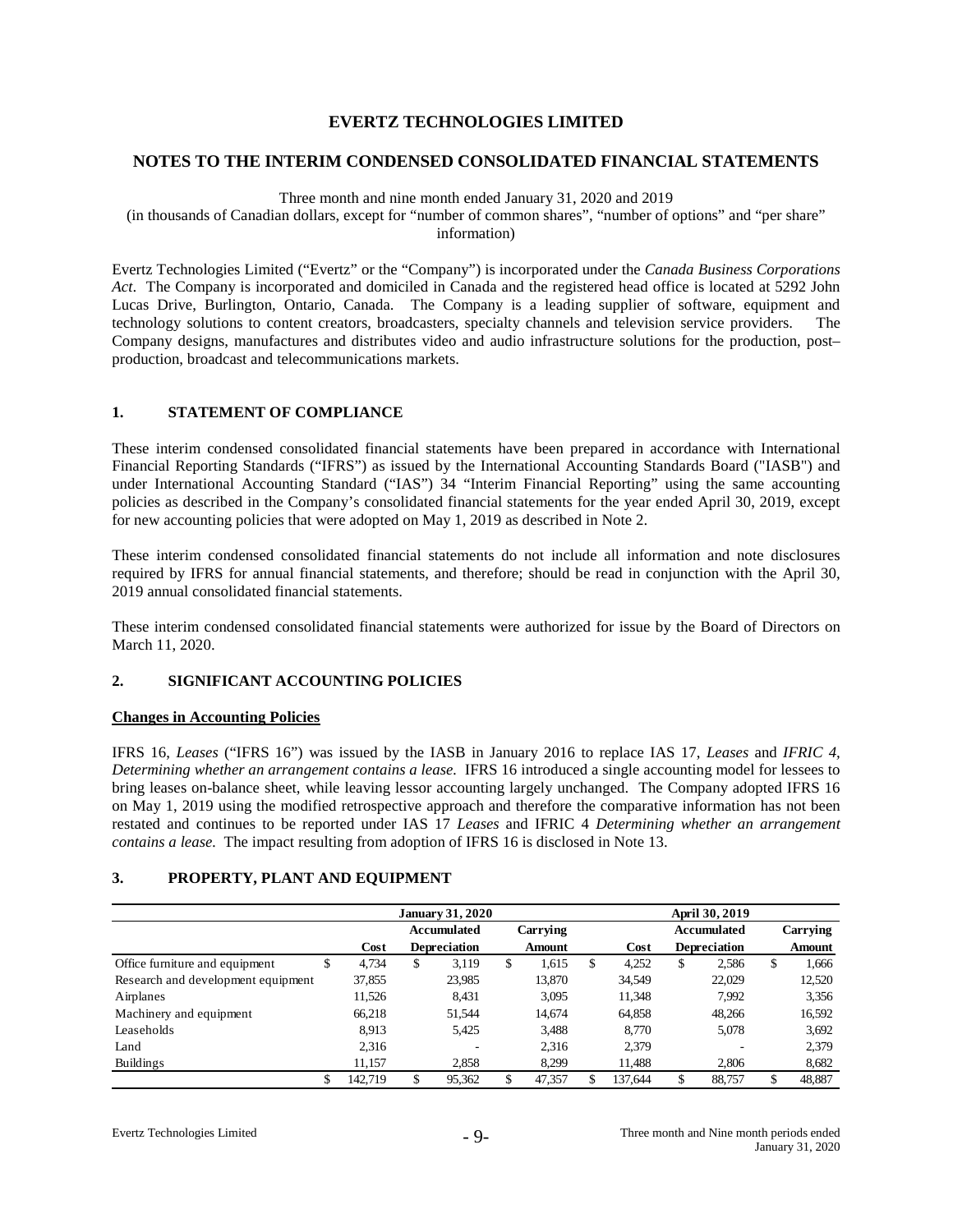# EVERTZ TECHNOLOGIES LIMITED

## NOTES TO THE INTERIM CONDENSED CONSOLIDATED FINANCIAL STATEMENTS

Three month and nine month ended January 31, 2020 and 2019
(in thousands of Canadian dollars, except for "number of common shares", "number of options" and "per share" information)

Evertz Technologies Limited ("Evertz" or the "Company") is incorporated under the *Canada Business Corporations Act*. The Company is incorporated and domiciled in Canada and the registered head office is located at 5292 John Lucas Drive, Burlington, Ontario, Canada. The Company is a leading supplier of software, equipment and technology solutions to content creators, broadcasters, specialty channels and television service providers. The Company designs, manufactures and distributes video and audio infrastructure solutions for the production, post–production, broadcast and telecommunications markets.

### 1. STATEMENT OF COMPLIANCE

These interim condensed consolidated financial statements have been prepared in accordance with International Financial Reporting Standards ("IFRS") as issued by the International Accounting Standards Board ("IASB") and under International Accounting Standard ("IAS") 34 "Interim Financial Reporting" using the same accounting policies as described in the Company's consolidated financial statements for the year ended April 30, 2019, except for new accounting policies that were adopted on May 1, 2019 as described in Note 2.

These interim condensed consolidated financial statements do not include all information and note disclosures required by IFRS for annual financial statements, and therefore; should be read in conjunction with the April 30, 2019 annual consolidated financial statements.

These interim condensed consolidated financial statements were authorized for issue by the Board of Directors on March 11, 2020.

### 2. SIGNIFICANT ACCOUNTING POLICIES

**Changes in Accounting Policies**

IFRS 16, *Leases* ("IFRS 16") was issued by the IASB in January 2016 to replace IAS 17, *Leases* and *IFRIC 4, Determining whether an arrangement contains a lease.* IFRS 16 introduced a single accounting model for lessees to bring leases on-balance sheet, while leaving lessor accounting largely unchanged. The Company adopted IFRS 16 on May 1, 2019 using the modified retrospective approach and therefore the comparative information has not been restated and continues to be reported under IAS 17 *Leases* and IFRIC 4 *Determining whether an arrangement contains a lease.* The impact resulting from adoption of IFRS 16 is disclosed in Note 13.

### 3. PROPERTY, PLANT AND EQUIPMENT

| | January 31, 2020 | | | April 30, 2019 | | |
|---|---|---|---|---|---|---|
| | Cost | Accumulated Depreciation | Carrying Amount | Cost | Accumulated Depreciation | Carrying Amount |
| Office furniture and equipment | $ 4,734 | $ 3,119 | $ 1,615 | $ 4,252 | $ 2,586 | $ 1,666 |
| Research and development equipment | 37,855 | 23,985 | 13,870 | 34,549 | 22,029 | 12,520 |
| Airplanes | 11,526 | 8,431 | 3,095 | 11,348 | 7,992 | 3,356 |
| Machinery and equipment | 66,218 | 51,544 | 14,674 | 64,858 | 48,266 | 16,592 |
| Leaseholds | 8,913 | 5,425 | 3,488 | 8,770 | 5,078 | 3,692 |
| Land | 2,316 | - | 2,316 | 2,379 | - | 2,379 |
| Buildings | 11,157 | 2,858 | 8,299 | 11,488 | 2,806 | 8,682 |
| | $ 142,719 | $ 95,362 | $ 47,357 | $ 137,644 | $ 88,757 | $ 48,887 |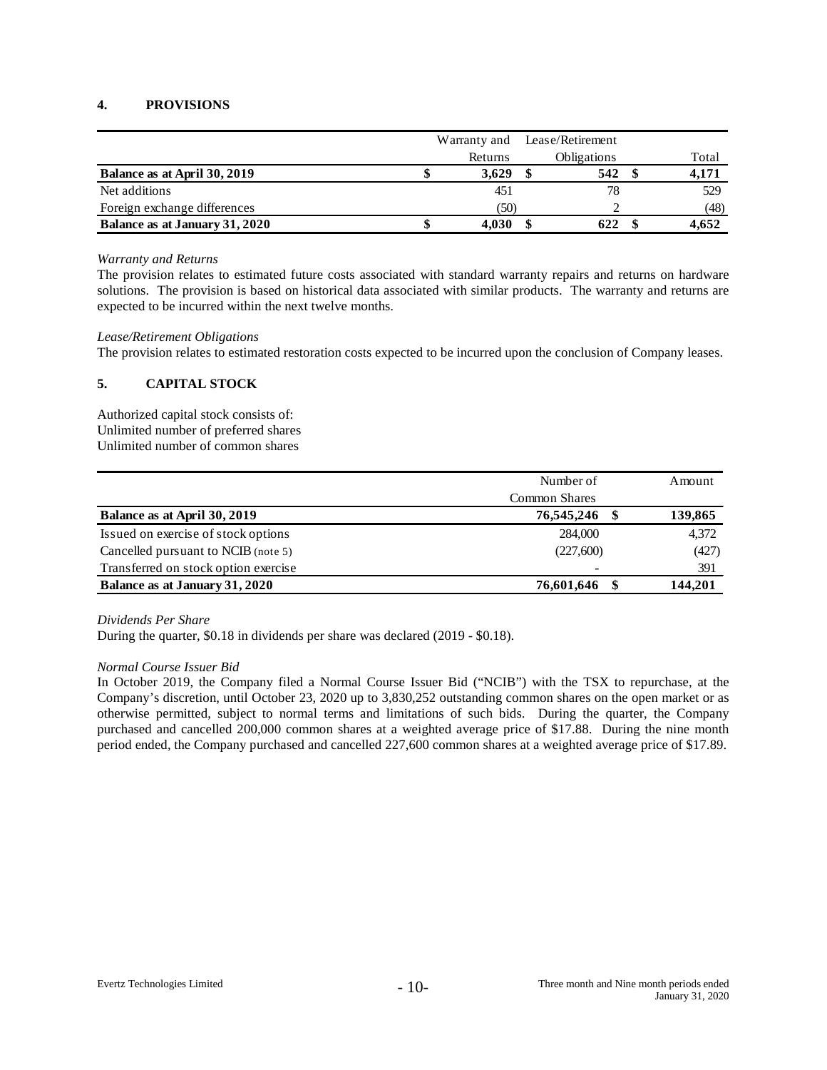## 4. PROVISIONS

| | Warranty and Returns | Lease/Retirement Obligations | Total |
|---|---|---|---|
| **Balance as at April 30, 2019** | **$ 3,629** | **$ 542** | **$ 4,171** |
| Net additions | 451 | 78 | 529 |
| Foreign exchange differences | (50) | 2 | (48) |
| **Balance as at January 31, 2020** | **$ 4,030** | **$ 622** | **$ 4,652** |

*Warranty and Returns*

The provision relates to estimated future costs associated with standard warranty repairs and returns on hardware solutions. The provision is based on historical data associated with similar products. The warranty and returns are expected to be incurred within the next twelve months.

*Lease/Retirement Obligations*

The provision relates to estimated restoration costs expected to be incurred upon the conclusion of Company leases.

## 5. CAPITAL STOCK

Authorized capital stock consists of:
Unlimited number of preferred shares
Unlimited number of common shares

| | Number of Common Shares | Amount |
|---|---|---|
| **Balance as at April 30, 2019** | **76,545,246** | **$ 139,865** |
| Issued on exercise of stock options | 284,000 | 4,372 |
| Cancelled pursuant to NCIB (note 5) | (227,600) | (427) |
| Transferred on stock option exercise | - | 391 |
| **Balance as at January 31, 2020** | **76,601,646** | **$ 144,201** |

*Dividends Per Share*

During the quarter, $0.18 in dividends per share was declared (2019 - $0.18).

*Normal Course Issuer Bid*

In October 2019, the Company filed a Normal Course Issuer Bid ("NCIB") with the TSX to repurchase, at the Company's discretion, until October 23, 2020 up to 3,830,252 outstanding common shares on the open market or as otherwise permitted, subject to normal terms and limitations of such bids. During the quarter, the Company purchased and cancelled 200,000 common shares at a weighted average price of $17.88. During the nine month period ended, the Company purchased and cancelled 227,600 common shares at a weighted average price of $17.89.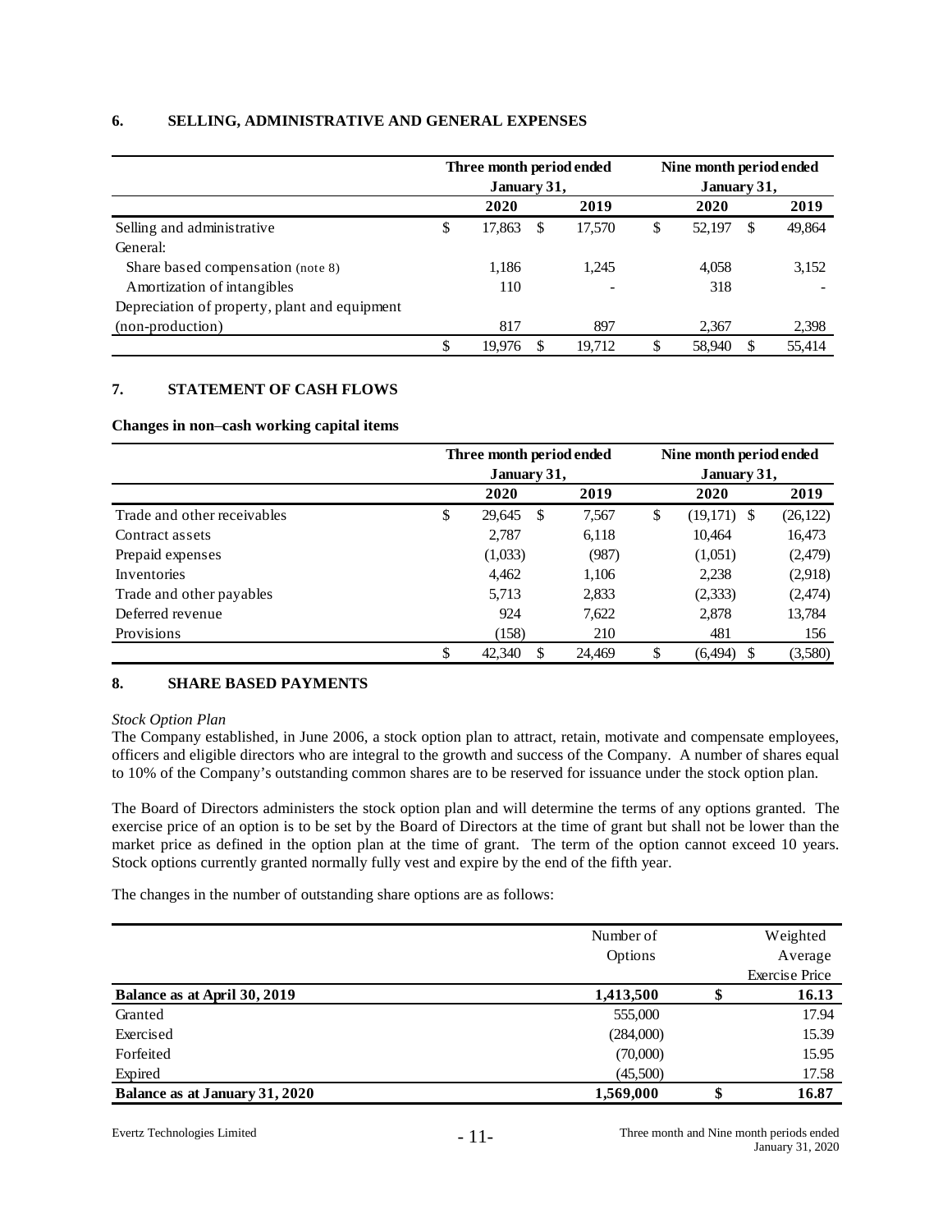## 6. SELLING, ADMINISTRATIVE AND GENERAL EXPENSES

| | Three month period ended January 31, | | Nine month period ended January 31, | |
|---|---|---|---|---|
| | 2020 | 2019 | 2020 | 2019 |
| Selling and administrative | $ 17,863 | $ 17,570 | $ 52,197 | $ 49,864 |
| General: | | | | |
| Share based compensation (note 8) | 1,186 | 1,245 | 4,058 | 3,152 |
| Amortization of intangibles | 110 | - | 318 | - |
| Depreciation of property, plant and equipment (non-production) | 817 | 897 | 2,367 | 2,398 |
| | $ 19,976 | $ 19,712 | $ 58,940 | $ 55,414 |

## 7. STATEMENT OF CASH FLOWS

**Changes in non–cash working capital items**

| | Three month period ended January 31, | | Nine month period ended January 31, | |
|---|---|---|---|---|
| | 2020 | 2019 | 2020 | 2019 |
| Trade and other receivables | $ 29,645 | $ 7,567 | $ (19,171) | $ (26,122) |
| Contract assets | 2,787 | 6,118 | 10,464 | 16,473 |
| Prepaid expenses | (1,033) | (987) | (1,051) | (2,479) |
| Inventories | 4,462 | 1,106 | 2,238 | (2,918) |
| Trade and other payables | 5,713 | 2,833 | (2,333) | (2,474) |
| Deferred revenue | 924 | 7,622 | 2,878 | 13,784 |
| Provisions | (158) | 210 | 481 | 156 |
| | $ 42,340 | $ 24,469 | $ (6,494) | $ (3,580) |

## 8. SHARE BASED PAYMENTS

*Stock Option Plan*

The Company established, in June 2006, a stock option plan to attract, retain, motivate and compensate employees, officers and eligible directors who are integral to the growth and success of the Company. A number of shares equal to 10% of the Company's outstanding common shares are to be reserved for issuance under the stock option plan.

The Board of Directors administers the stock option plan and will determine the terms of any options granted. The exercise price of an option is to be set by the Board of Directors at the time of grant but shall not be lower than the market price as defined in the option plan at the time of grant. The term of the option cannot exceed 10 years. Stock options currently granted normally fully vest and expire by the end of the fifth year.

The changes in the number of outstanding share options are as follows:

| | Number of Options | Weighted Average Exercise Price |
|---|---|---|
| **Balance as at April 30, 2019** | **1,413,500** | **$ 16.13** |
| Granted | 555,000 | 17.94 |
| Exercised | (284,000) | 15.39 |
| Forfeited | (70,000) | 15.95 |
| Expired | (45,500) | 17.58 |
| **Balance as at January 31, 2020** | **1,569,000** | **$ 16.87** |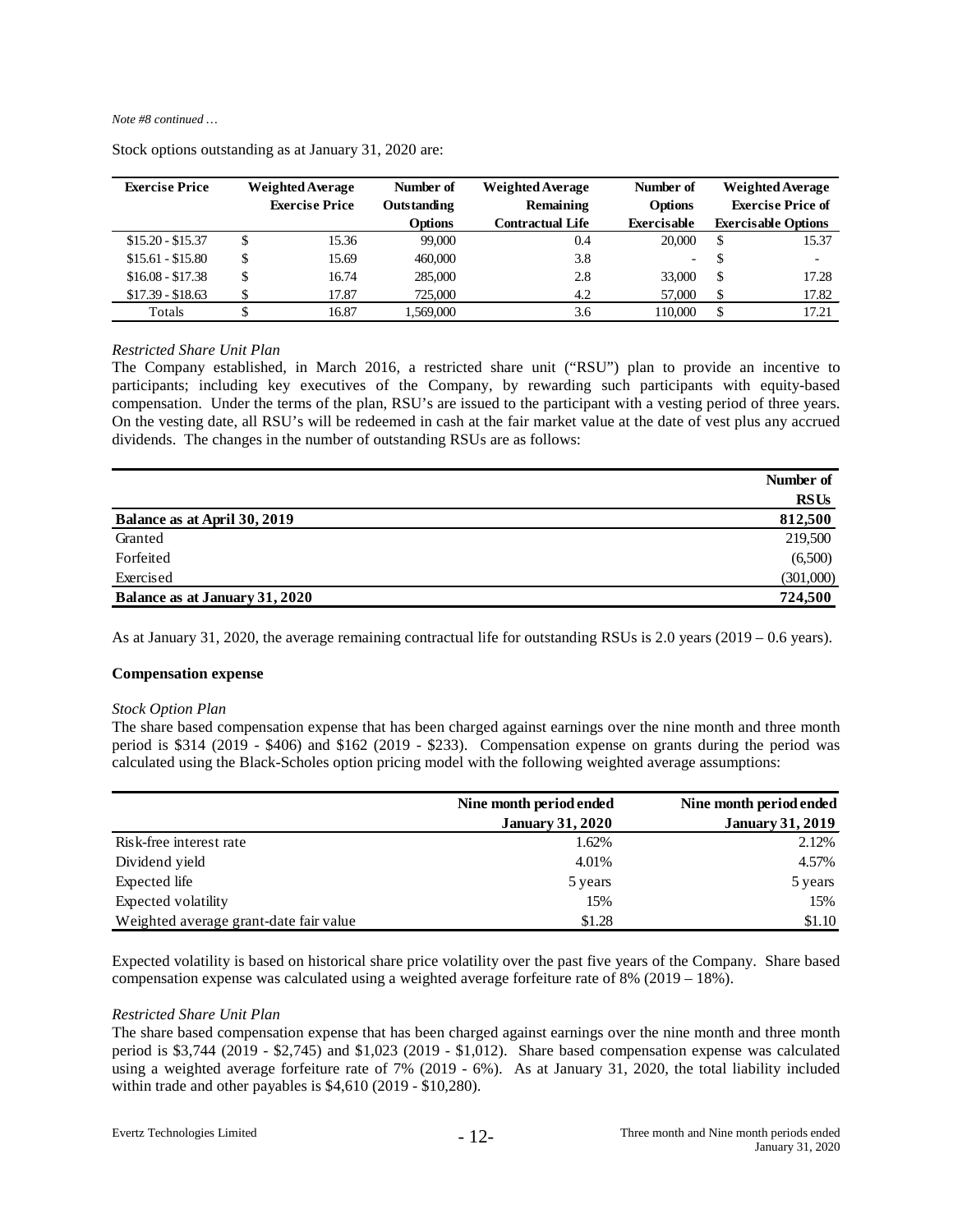*Note #8 continued …*

Stock options outstanding as at January 31, 2020 are:

| Exercise Price | Weighted Average Exercise Price | Number of Outstanding Options | Weighted Average Remaining Contractual Life | Number of Options Exercisable | Weighted Average Exercise Price of Exercisable Options |
|---|---|---|---|---|---|
| $15.20 - $15.37 | $ 15.36 | 99,000 | 0.4 | 20,000 | $ 15.37 |
| $15.61 - $15.80 | $ 15.69 | 460,000 | 3.8 | - | $ - |
| $16.08 - $17.38 | $ 16.74 | 285,000 | 2.8 | 33,000 | $ 17.28 |
| $17.39 - $18.63 | $ 17.87 | 725,000 | 4.2 | 57,000 | $ 17.82 |
| Totals | $ 16.87 | 1,569,000 | 3.6 | 110,000 | $ 17.21 |

*Restricted Share Unit Plan*

The Company established, in March 2016, a restricted share unit ("RSU") plan to provide an incentive to participants; including key executives of the Company, by rewarding such participants with equity-based compensation. Under the terms of the plan, RSU's are issued to the participant with a vesting period of three years. On the vesting date, all RSU's will be redeemed in cash at the fair market value at the date of vest plus any accrued dividends. The changes in the number of outstanding RSUs are as follows:

| | Number of RSUs |
|---|---|
| **Balance as at April 30, 2019** | **812,500** |
| Granted | 219,500 |
| Forfeited | (6,500) |
| Exercised | (301,000) |
| **Balance as at January 31, 2020** | **724,500** |

As at January 31, 2020, the average remaining contractual life for outstanding RSUs is 2.0 years (2019 – 0.6 years).

**Compensation expense**

*Stock Option Plan*

The share based compensation expense that has been charged against earnings over the nine month and three month period is $314 (2019 - $406) and $162 (2019 - $233). Compensation expense on grants during the period was calculated using the Black-Scholes option pricing model with the following weighted average assumptions:

| | Nine month period ended January 31, 2020 | Nine month period ended January 31, 2019 |
|---|---|---|
| Risk-free interest rate | 1.62% | 2.12% |
| Dividend yield | 4.01% | 4.57% |
| Expected life | 5 years | 5 years |
| Expected volatility | 15% | 15% |
| Weighted average grant-date fair value | $1.28 | $1.10 |

Expected volatility is based on historical share price volatility over the past five years of the Company. Share based compensation expense was calculated using a weighted average forfeiture rate of 8% (2019 – 18%).

*Restricted Share Unit Plan*

The share based compensation expense that has been charged against earnings over the nine month and three month period is $3,744 (2019 - $2,745) and $1,023 (2019 - $1,012). Share based compensation expense was calculated using a weighted average forfeiture rate of 7% (2019 - 6%). As at January 31, 2020, the total liability included within trade and other payables is $4,610 (2019 - $10,280).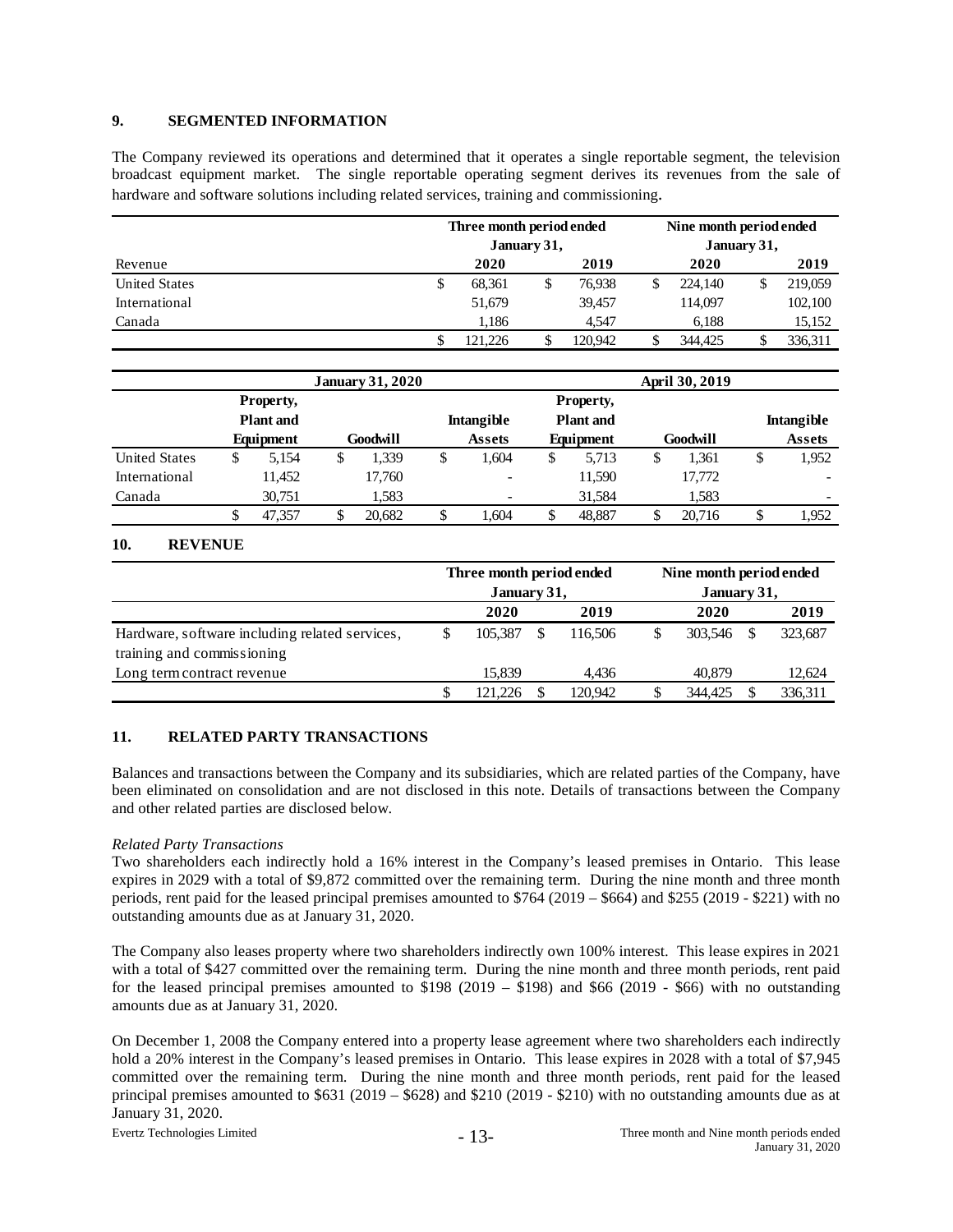## 9. SEGMENTED INFORMATION

The Company reviewed its operations and determined that it operates a single reportable segment, the television broadcast equipment market. The single reportable operating segment derives its revenues from the sale of hardware and software solutions including related services, training and commissioning.

| Revenue | Three month period ended January 31, 2020 | Three month period ended January 31, 2019 | Nine month period ended January 31, 2020 | Nine month period ended January 31, 2019 |
|---|---|---|---|---|
| United States | $ 68,361 | $ 76,938 | $ 224,140 | $ 219,059 |
| International | 51,679 | 39,457 | 114,097 | 102,100 |
| Canada | 1,186 | 4,547 | 6,188 | 15,152 |
| | $ 121,226 | $ 120,942 | $ 344,425 | $ 336,311 |

| | January 31, 2020 | | | April 30, 2019 | | |
|---|---|---|---|---|---|---|
| | Property, Plant and Equipment | Goodwill | Intangible Assets | Property, Plant and Equipment | Goodwill | Intangible Assets |
| United States | $ 5,154 | $ 1,339 | $ 1,604 | $ 5,713 | $ 1,361 | $ 1,952 |
| International | 11,452 | 17,760 | - | 11,590 | 17,772 | - |
| Canada | 30,751 | 1,583 | - | 31,584 | 1,583 | - |
| | $ 47,357 | $ 20,682 | $ 1,604 | $ 48,887 | $ 20,716 | $ 1,952 |

## 10. REVENUE

| | Three month period ended January 31, 2020 | Three month period ended January 31, 2019 | Nine month period ended January 31, 2020 | Nine month period ended January 31, 2019 |
|---|---|---|---|---|
| Hardware, software including related services, training and commissioning | $ 105,387 | $ 116,506 | $ 303,546 | $ 323,687 |
| Long term contract revenue | 15,839 | 4,436 | 40,879 | 12,624 |
| | $ 121,226 | $ 120,942 | $ 344,425 | $ 336,311 |

## 11. RELATED PARTY TRANSACTIONS

Balances and transactions between the Company and its subsidiaries, which are related parties of the Company, have been eliminated on consolidation and are not disclosed in this note. Details of transactions between the Company and other related parties are disclosed below.

*Related Party Transactions*

Two shareholders each indirectly hold a 16% interest in the Company's leased premises in Ontario. This lease expires in 2029 with a total of $9,872 committed over the remaining term. During the nine month and three month periods, rent paid for the leased principal premises amounted to $764 (2019 – $664) and $255 (2019 - $221) with no outstanding amounts due as at January 31, 2020.

The Company also leases property where two shareholders indirectly own 100% interest. This lease expires in 2021 with a total of $427 committed over the remaining term. During the nine month and three month periods, rent paid for the leased principal premises amounted to $198 (2019 – $198) and $66 (2019 - $66) with no outstanding amounts due as at January 31, 2020.

On December 1, 2008 the Company entered into a property lease agreement where two shareholders each indirectly hold a 20% interest in the Company's leased premises in Ontario. This lease expires in 2028 with a total of $7,945 committed over the remaining term. During the nine month and three month periods, rent paid for the leased principal premises amounted to $631 (2019 – $628) and $210 (2019 - $210) with no outstanding amounts due as at January 31, 2020.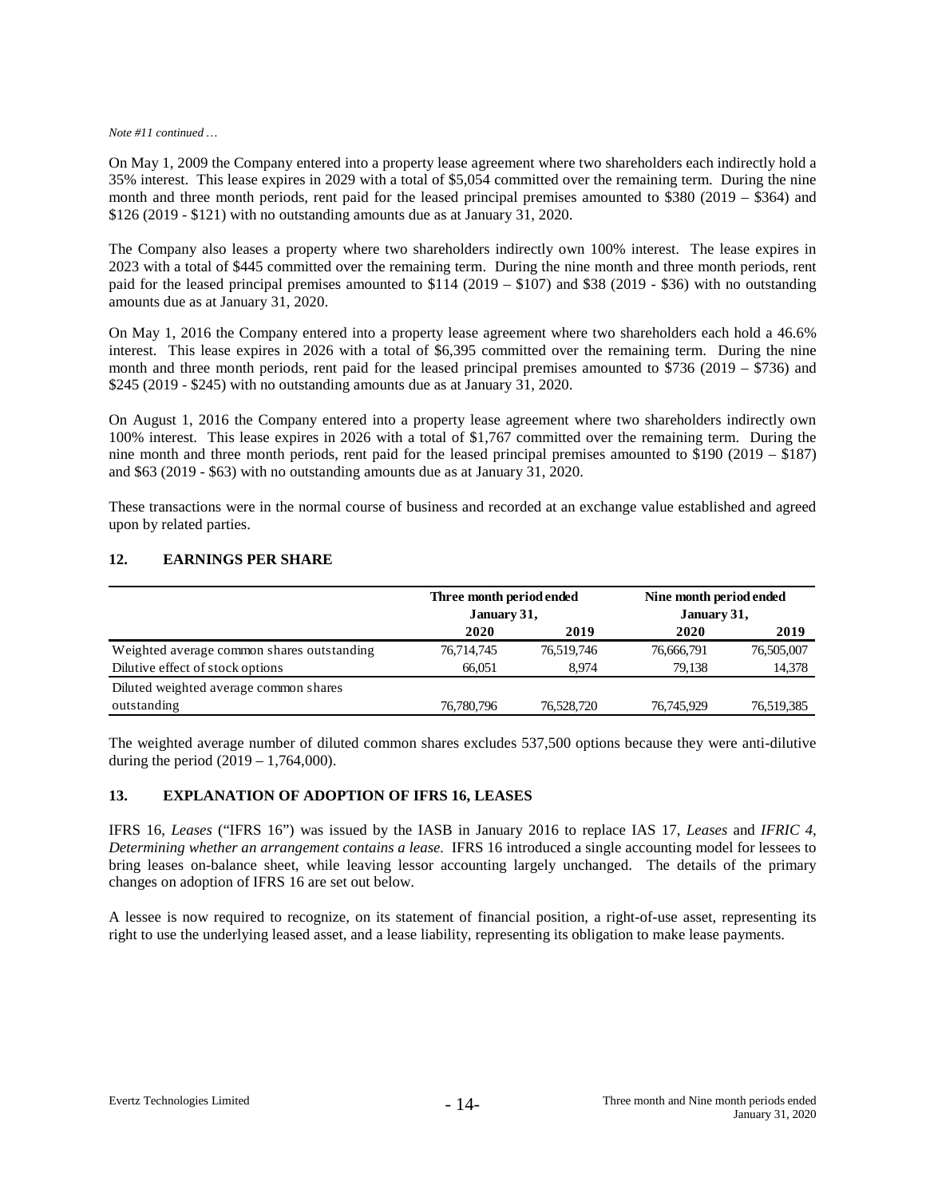*Note #11 continued …*

On May 1, 2009 the Company entered into a property lease agreement where two shareholders each indirectly hold a 35% interest. This lease expires in 2029 with a total of $5,054 committed over the remaining term. During the nine month and three month periods, rent paid for the leased principal premises amounted to $380 (2019 – $364) and $126 (2019 - $121) with no outstanding amounts due as at January 31, 2020.

The Company also leases a property where two shareholders indirectly own 100% interest. The lease expires in 2023 with a total of $445 committed over the remaining term. During the nine month and three month periods, rent paid for the leased principal premises amounted to $114 (2019 – $107) and $38 (2019 - $36) with no outstanding amounts due as at January 31, 2020.

On May 1, 2016 the Company entered into a property lease agreement where two shareholders each hold a 46.6% interest. This lease expires in 2026 with a total of $6,395 committed over the remaining term. During the nine month and three month periods, rent paid for the leased principal premises amounted to $736 (2019 – $736) and $245 (2019 - $245) with no outstanding amounts due as at January 31, 2020.

On August 1, 2016 the Company entered into a property lease agreement where two shareholders indirectly own 100% interest. This lease expires in 2026 with a total of $1,767 committed over the remaining term. During the nine month and three month periods, rent paid for the leased principal premises amounted to $190 (2019 – $187) and $63 (2019 - $63) with no outstanding amounts due as at January 31, 2020.

These transactions were in the normal course of business and recorded at an exchange value established and agreed upon by related parties.

## 12. EARNINGS PER SHARE

| | Three month period ended January 31, | | Nine month period ended January 31, | |
|---|---|---|---|---|
| | **2020** | **2019** | **2020** | **2019** |
| Weighted average common shares outstanding | 76,714,745 | 76,519,746 | 76,666,791 | 76,505,007 |
| Dilutive effect of stock options | 66,051 | 8,974 | 79,138 | 14,378 |
| Diluted weighted average common shares outstanding | 76,780,796 | 76,528,720 | 76,745,929 | 76,519,385 |

The weighted average number of diluted common shares excludes 537,500 options because they were anti-dilutive during the period (2019 – 1,764,000).

## 13. EXPLANATION OF ADOPTION OF IFRS 16, LEASES

IFRS 16, *Leases* ("IFRS 16") was issued by the IASB in January 2016 to replace IAS 17, *Leases* and *IFRIC 4, Determining whether an arrangement contains a lease.* IFRS 16 introduced a single accounting model for lessees to bring leases on-balance sheet, while leaving lessor accounting largely unchanged. The details of the primary changes on adoption of IFRS 16 are set out below.

A lessee is now required to recognize, on its statement of financial position, a right-of-use asset, representing its right to use the underlying leased asset, and a lease liability, representing its obligation to make lease payments.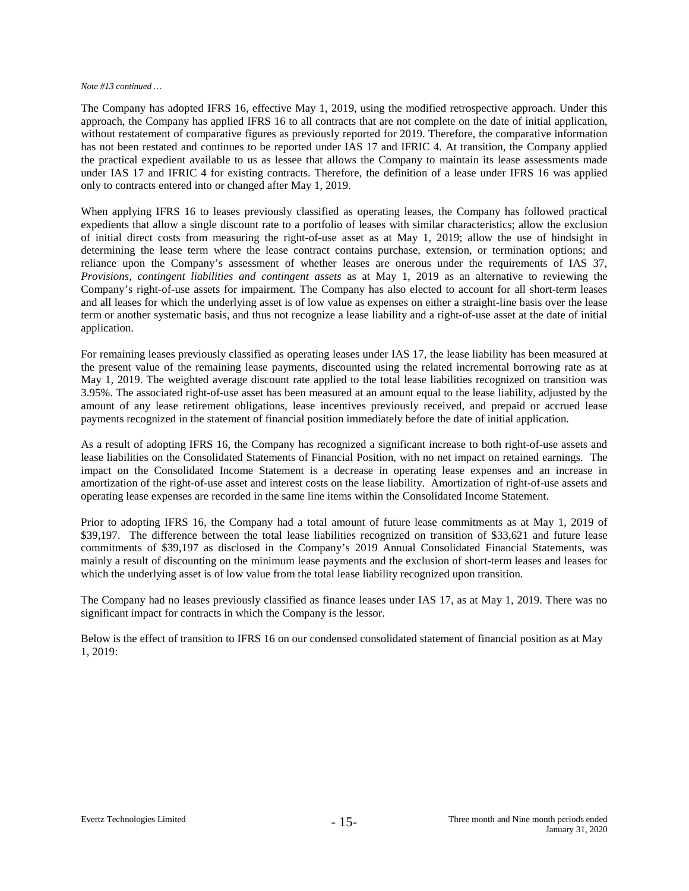*Note #13 continued …*

The Company has adopted IFRS 16, effective May 1, 2019, using the modified retrospective approach. Under this approach, the Company has applied IFRS 16 to all contracts that are not complete on the date of initial application, without restatement of comparative figures as previously reported for 2019. Therefore, the comparative information has not been restated and continues to be reported under IAS 17 and IFRIC 4. At transition, the Company applied the practical expedient available to us as lessee that allows the Company to maintain its lease assessments made under IAS 17 and IFRIC 4 for existing contracts. Therefore, the definition of a lease under IFRS 16 was applied only to contracts entered into or changed after May 1, 2019.

When applying IFRS 16 to leases previously classified as operating leases, the Company has followed practical expedients that allow a single discount rate to a portfolio of leases with similar characteristics; allow the exclusion of initial direct costs from measuring the right-of-use asset as at May 1, 2019; allow the use of hindsight in determining the lease term where the lease contract contains purchase, extension, or termination options; and reliance upon the Company's assessment of whether leases are onerous under the requirements of IAS 37, *Provisions, contingent liabilities and contingent assets* as at May 1, 2019 as an alternative to reviewing the Company's right-of-use assets for impairment. The Company has also elected to account for all short-term leases and all leases for which the underlying asset is of low value as expenses on either a straight-line basis over the lease term or another systematic basis, and thus not recognize a lease liability and a right-of-use asset at the date of initial application.

For remaining leases previously classified as operating leases under IAS 17, the lease liability has been measured at the present value of the remaining lease payments, discounted using the related incremental borrowing rate as at May 1, 2019. The weighted average discount rate applied to the total lease liabilities recognized on transition was 3.95%. The associated right-of-use asset has been measured at an amount equal to the lease liability, adjusted by the amount of any lease retirement obligations, lease incentives previously received, and prepaid or accrued lease payments recognized in the statement of financial position immediately before the date of initial application.

As a result of adopting IFRS 16, the Company has recognized a significant increase to both right-of-use assets and lease liabilities on the Consolidated Statements of Financial Position, with no net impact on retained earnings. The impact on the Consolidated Income Statement is a decrease in operating lease expenses and an increase in amortization of the right-of-use asset and interest costs on the lease liability. Amortization of right-of-use assets and operating lease expenses are recorded in the same line items within the Consolidated Income Statement.

Prior to adopting IFRS 16, the Company had a total amount of future lease commitments as at May 1, 2019 of \$39,197. The difference between the total lease liabilities recognized on transition of \$33,621 and future lease commitments of \$39,197 as disclosed in the Company's 2019 Annual Consolidated Financial Statements, was mainly a result of discounting on the minimum lease payments and the exclusion of short-term leases and leases for which the underlying asset is of low value from the total lease liability recognized upon transition.

The Company had no leases previously classified as finance leases under IAS 17, as at May 1, 2019. There was no significant impact for contracts in which the Company is the lessor.

Below is the effect of transition to IFRS 16 on our condensed consolidated statement of financial position as at May 1, 2019: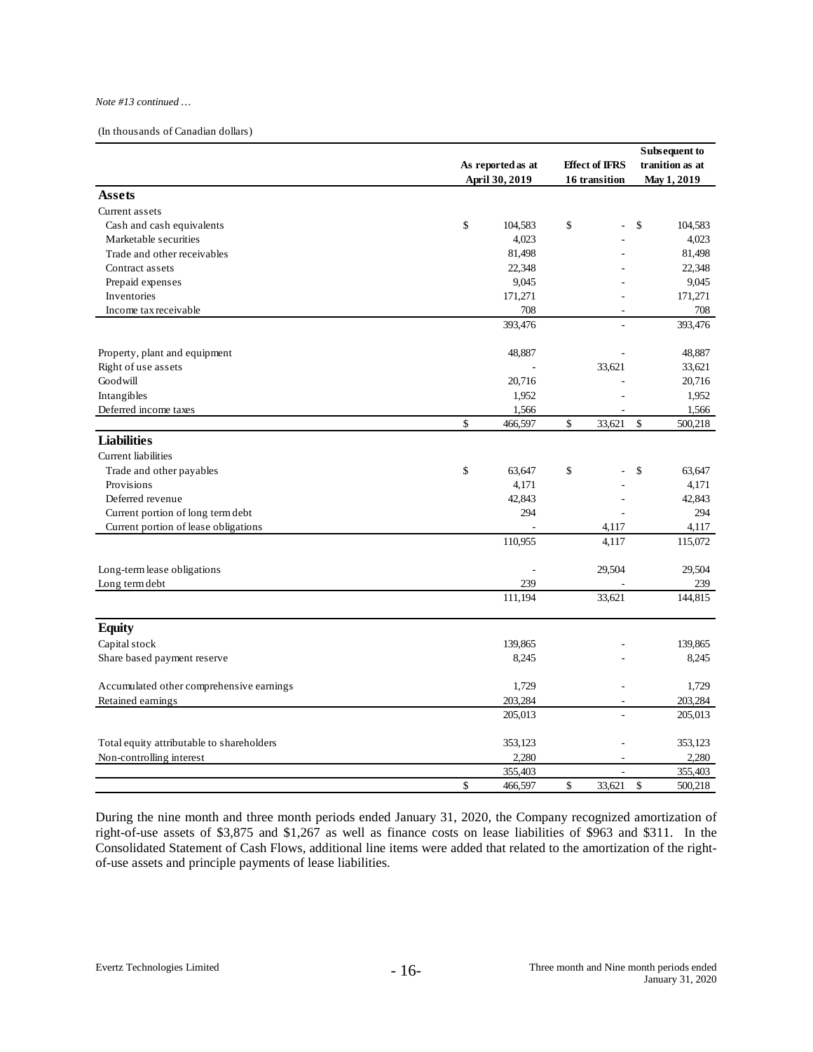*Note #13 continued …*

(In thousands of Canadian dollars)

| | As reported as at April 30, 2019 | Effect of IFRS 16 transition | Subsequent to tranition as at May 1, 2019 |
|---|---|---|---|
| **Assets** | | | |
| Current assets | | | |
| Cash and cash equivalents | $ 104,583 | $ - | $ 104,583 |
| Marketable securities | 4,023 | - | 4,023 |
| Trade and other receivables | 81,498 | - | 81,498 |
| Contract assets | 22,348 | - | 22,348 |
| Prepaid expenses | 9,045 | - | 9,045 |
| Inventories | 171,271 | - | 171,271 |
| Income tax receivable | 708 | - | 708 |
| | 393,476 | - | 393,476 |
| Property, plant and equipment | 48,887 | - | 48,887 |
| Right of use assets | - | 33,621 | 33,621 |
| Goodwill | 20,716 | - | 20,716 |
| Intangibles | 1,952 | - | 1,952 |
| Deferred income taxes | 1,566 | - | 1,566 |
| | $ 466,597 | $ 33,621 | $ 500,218 |
| **Liabilities** | | | |
| Current liabilities | | | |
| Trade and other payables | $ 63,647 | $ - | $ 63,647 |
| Provisions | 4,171 | - | 4,171 |
| Deferred revenue | 42,843 | - | 42,843 |
| Current portion of long term debt | 294 | - | 294 |
| Current portion of lease obligations | - | 4,117 | 4,117 |
| | 110,955 | 4,117 | 115,072 |
| Long-term lease obligations | - | 29,504 | 29,504 |
| Long term debt | 239 | - | 239 |
| | 111,194 | 33,621 | 144,815 |
| **Equity** | | | |
| Capital stock | 139,865 | - | 139,865 |
| Share based payment reserve | 8,245 | - | 8,245 |
| Accumulated other comprehensive earnings | 1,729 | - | 1,729 |
| Retained earnings | 203,284 | - | 203,284 |
| | 205,013 | - | 205,013 |
| Total equity attributable to shareholders | 353,123 | - | 353,123 |
| Non-controlling interest | 2,280 | - | 2,280 |
| | 355,403 | - | 355,403 |
| | $ 466,597 | $ 33,621 | $ 500,218 |

During the nine month and three month periods ended January 31, 2020, the Company recognized amortization of right-of-use assets of $3,875 and $1,267 as well as finance costs on lease liabilities of $963 and $311. In the Consolidated Statement of Cash Flows, additional line items were added that related to the amortization of the right-of-use assets and principle payments of lease liabilities.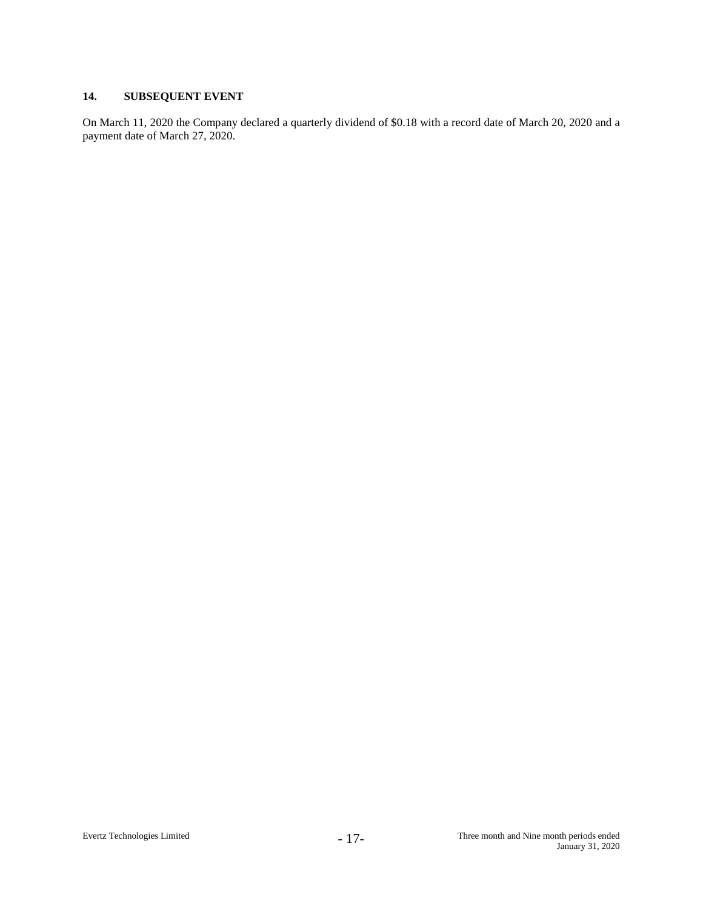## 14. SUBSEQUENT EVENT

On March 11, 2020 the Company declared a quarterly dividend of $0.18 with a record date of March 20, 2020 and a payment date of March 27, 2020.